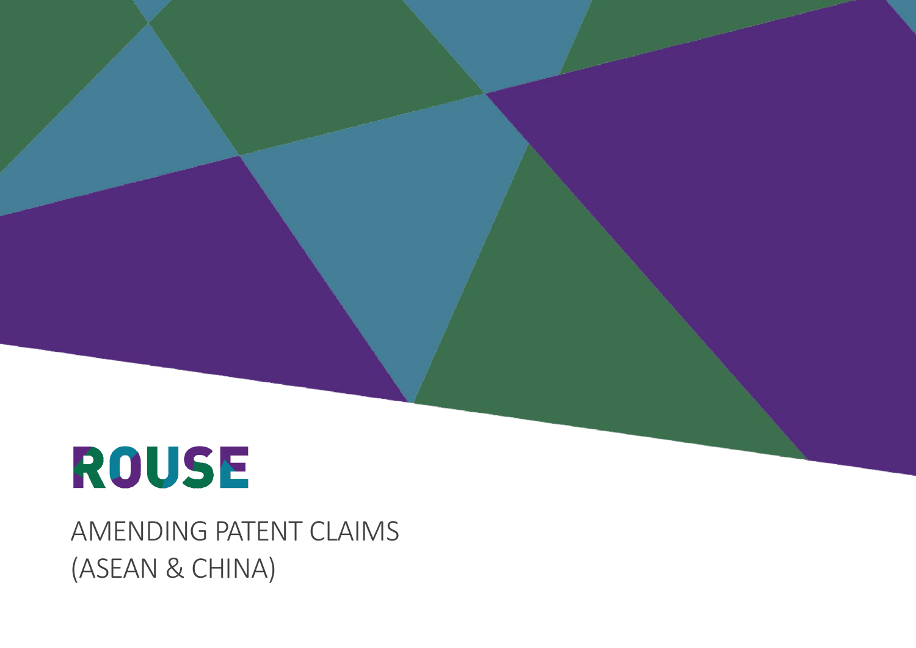ROUSE

# AMENDING PATENT CLAIMS (ASEAN & CHINA)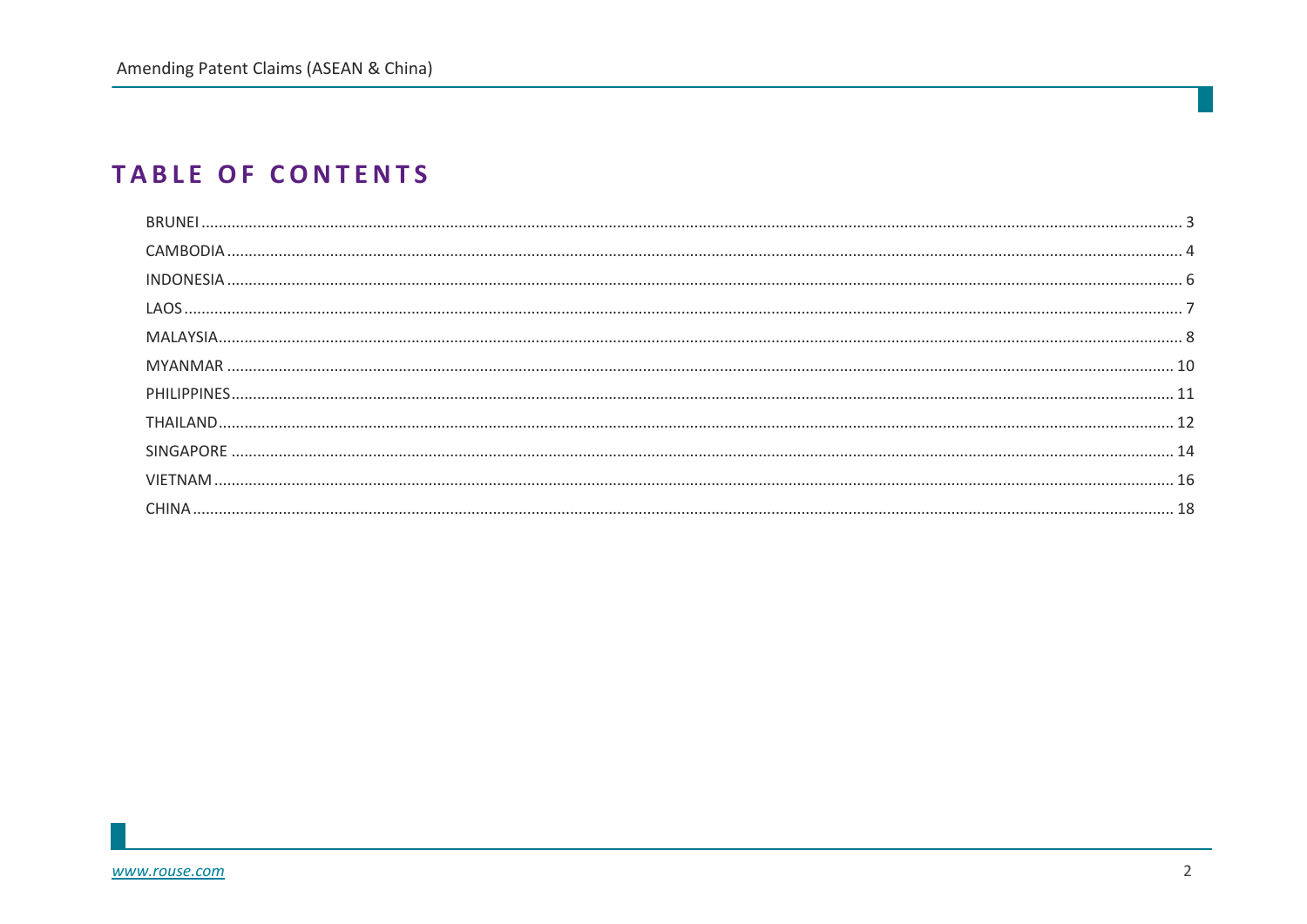# TABLE OF CONTENTS

BRUNEI ........................................ 3

CAMBODIA ........................................ 4

INDONESIA ........................................ 6

LAOS ........................................ 7

MALAYSIA ........................................ 8

MYANMAR ........................................ 10

PHILIPPINES ........................................ 11

THAILAND ........................................ 12

SINGAPORE ........................................ 14

VIETNAM ........................................ 16

CHINA ........................................ 18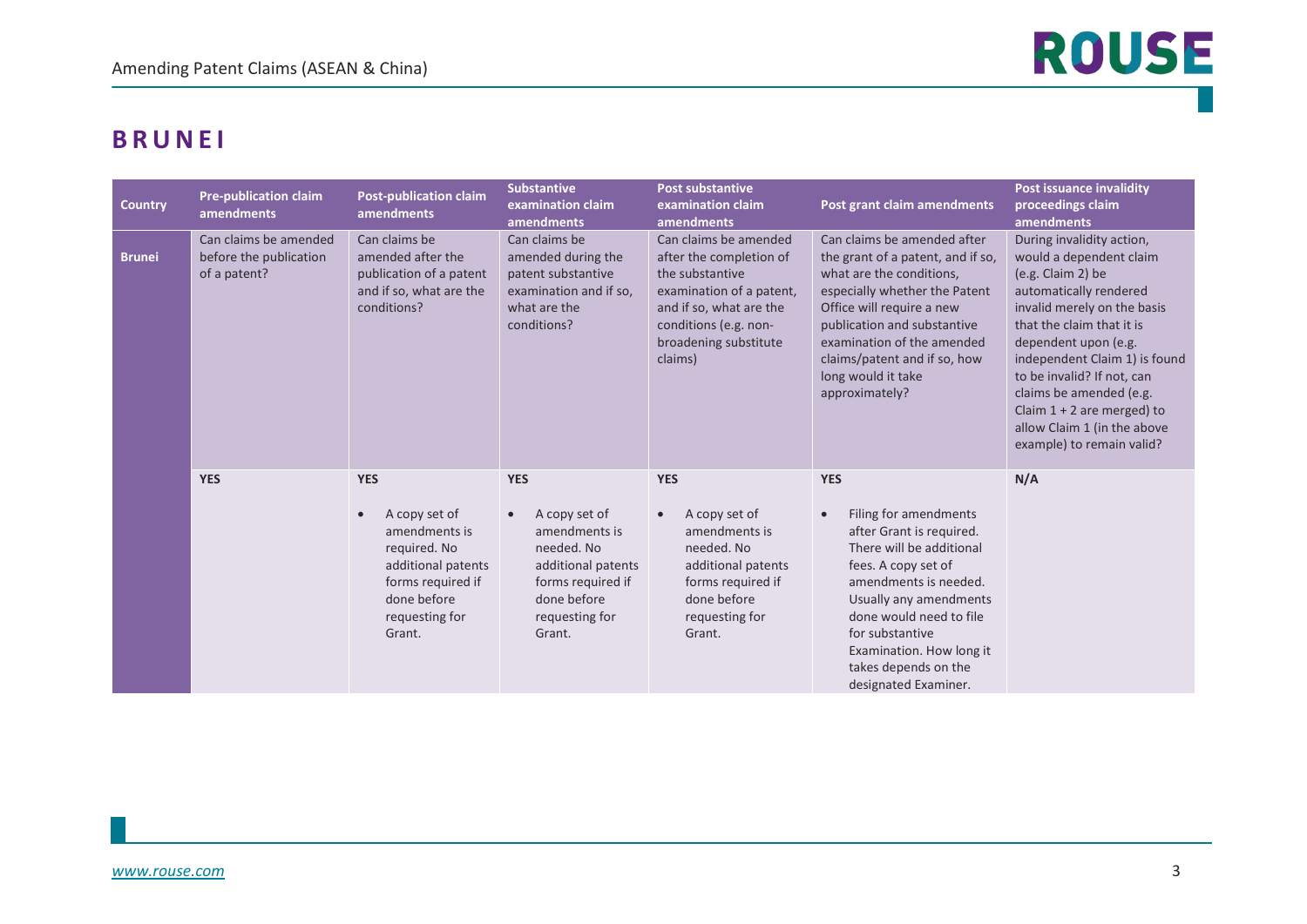## BRUNEI

| Country | Pre-publication claim amendments | Post-publication claim amendments | Substantive examination claim amendments | Post substantive examination claim amendments | Post grant claim amendments | Post issuance invalidity proceedings claim amendments |
|---|---|---|---|---|---|---|
| **Brunei** | Can claims be amended before the publication of a patent? | Can claims be amended after the publication of a patent and if so, what are the conditions? | Can claims be amended during the patent substantive examination and if so, what are the conditions? | Can claims be amended after the completion of the substantive examination of a patent, and if so, what are the conditions (e.g. non-broadening substitute claims) | Can claims be amended after the grant of a patent, and if so, what are the conditions, especially whether the Patent Office will require a new publication and substantive examination of the amended claims/patent and if so, how long would it take approximately? | During invalidity action, would a dependent claim (e.g. Claim 2) be automatically rendered invalid merely on the basis that the claim that it is dependent upon (e.g. independent Claim 1) is found to be invalid? If not, can claims be amended (e.g. Claim 1 + 2 are merged) to allow Claim 1 (in the above example) to remain valid? |
| | **YES** | **YES**<br><br>• A copy set of amendments is required. No additional patents forms required if done before requesting for Grant. | **YES**<br><br>• A copy set of amendments is needed. No additional patents forms required if done before requesting for Grant. | **YES**<br><br>• A copy set of amendments is needed. No additional patents forms required if done before requesting for Grant. | **YES**<br><br>• Filing for amendments after Grant is required. There will be additional fees. A copy set of amendments is needed. Usually any amendments done would need to file for substantive Examination. How long it takes depends on the designated Examiner. | **N/A** |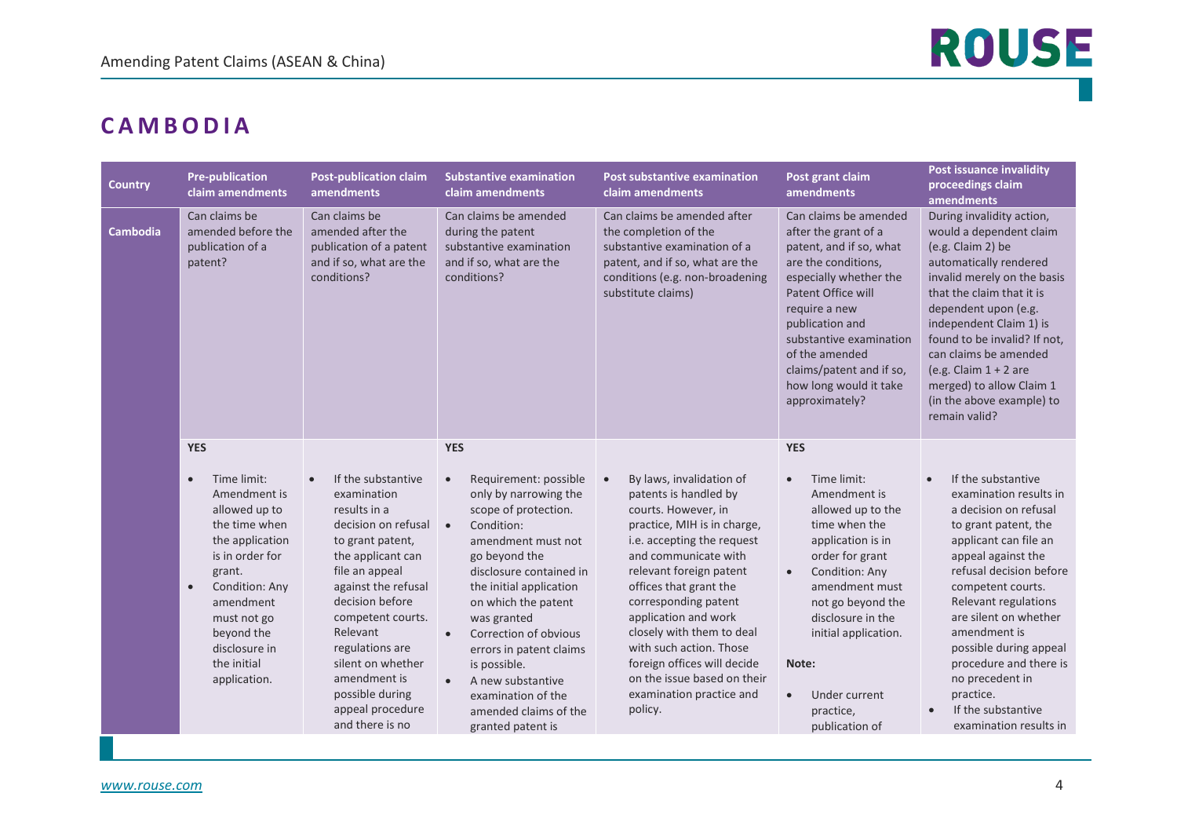# CAMBODIA

| Country | Pre-publication claim amendments | Post-publication claim amendments | Substantive examination claim amendments | Post substantive examination claim amendments | Post grant claim amendments | Post issuance invalidity proceedings claim amendments |
|---|---|---|---|---|---|---|
| **Cambodia** | Can claims be amended before the publication of a patent? | Can claims be amended after the publication of a patent and if so, what are the conditions? | Can claims be amended during the patent substantive examination and if so, what are the conditions? | Can claims be amended after the completion of the substantive examination of a patent, and if so, what are the conditions (e.g. non-broadening substitute claims) | Can claims be amended after the grant of a patent, and if so, what are the conditions, especially whether the Patent Office will require a new publication and substantive examination of the amended claims/patent and if so, how long would it take approximately? | During invalidity action, would a dependent claim (e.g. Claim 2) be automatically rendered invalid merely on the basis that the claim that it is dependent upon (e.g. independent Claim 1) is found to be invalid? If not, can claims be amended (e.g. Claim 1 + 2 are merged) to allow Claim 1 (in the above example) to remain valid? |
| | **YES**<br><br>• Time limit: Amendment is allowed up to the time when the application is in order for grant.<br>• Condition: Any amendment must not go beyond the disclosure in the initial application. | • If the substantive examination results in a decision on refusal to grant patent, the applicant can file an appeal against the refusal decision before competent courts. Relevant regulations are silent on whether amendment is possible during appeal procedure and there is no | **YES**<br><br>• Requirement: possible only by narrowing the scope of protection.<br>• Condition: amendment must not go beyond the disclosure contained in the initial application on which the patent was granted<br>• Correction of obvious errors in patent claims is possible.<br>• A new substantive examination of the amended claims of the granted patent is | • By laws, invalidation of patents is handled by courts. However, in practice, MIH is in charge, i.e. accepting the request and communicate with relevant foreign patent offices that grant the corresponding patent application and work closely with them to deal with such action. Those foreign offices will decide on the issue based on their examination practice and policy. | **YES**<br><br>• Time limit: Amendment is allowed up to the time when the application is in order for grant.<br>• Condition: Any amendment must not go beyond the disclosure in the initial application.<br><br>**Note:**<br><br>• Under current practice, publication of | • If the substantive examination results in a decision on refusal to grant patent, the applicant can file an appeal against the refusal decision before competent courts. Relevant regulations are silent on whether amendment is possible during appeal procedure and there is no precedent in practice.<br>• If the substantive examination results in |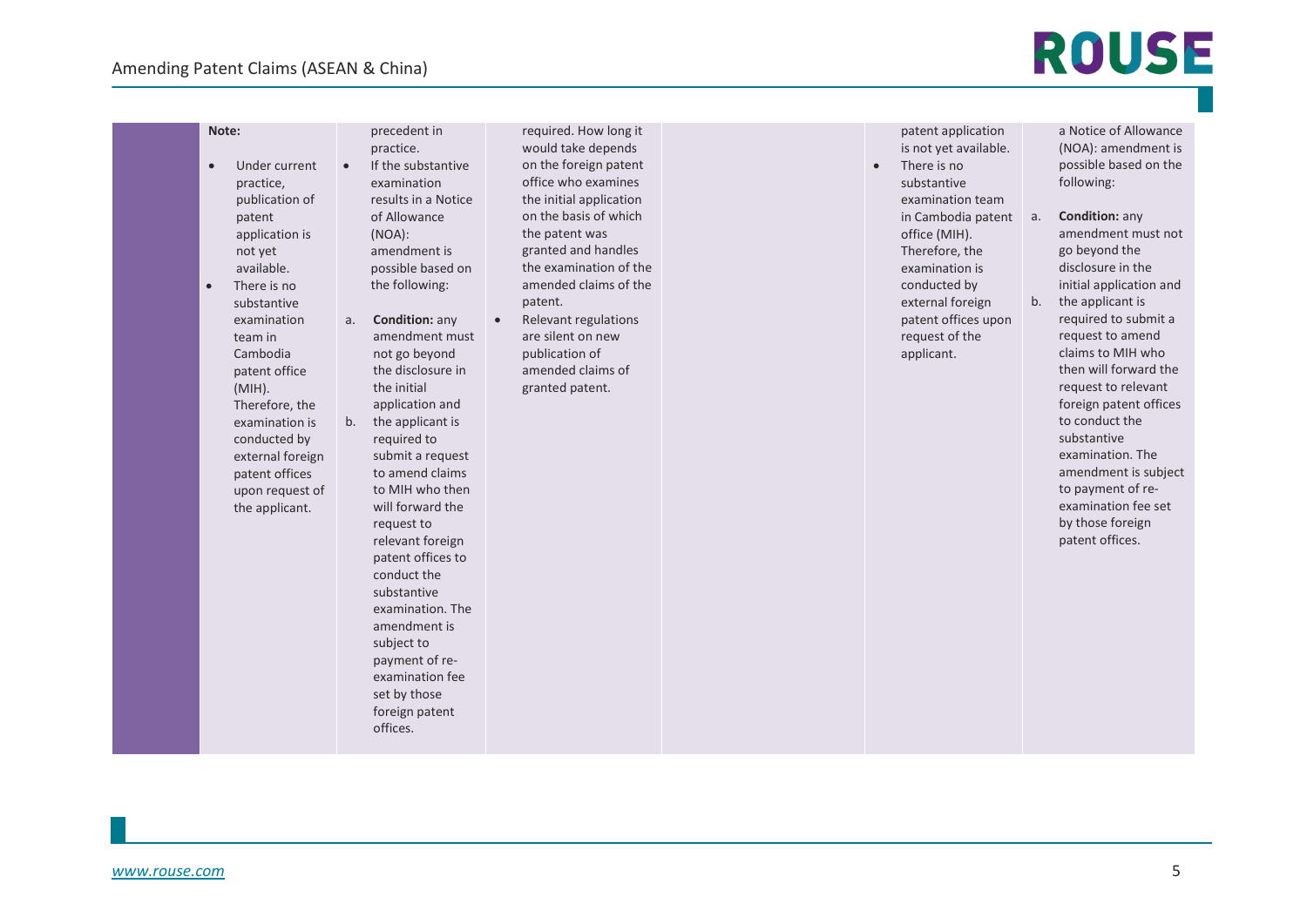| | | | | | | |
|---|---|---|---|---|---|---|
| | **Note:**<br><br>• Under current practice, publication of patent application is not yet available.<br>• There is no substantive examination team in Cambodia patent office (MIH). Therefore, the examination is conducted by external foreign patent offices upon request of the applicant. | precedent in practice.<br>• If the substantive examination results in a Notice of Allowance (NOA): amendment is possible based on the following:<br><br>a. **Condition:** any amendment must not go beyond the disclosure in the initial application and<br>b. the applicant is required to submit a request to amend claims to MIH who then will forward the request to relevant foreign patent offices to conduct the substantive examination. The amendment is subject to payment of re-examination fee set by those foreign patent offices. | required. How long it would take depends on the foreign patent office who examines the initial application on the basis of which the patent was granted and handles the examination of the amended claims of the patent.<br>• Relevant regulations are silent on new publication of amended claims of granted patent. | | patent application is not yet available.<br>• There is no substantive examination team in Cambodia patent office (MIH). Therefore, the examination is conducted by external foreign patent offices upon request of the applicant. | a Notice of Allowance (NOA): amendment is possible based on the following:<br><br>a. **Condition:** any amendment must not go beyond the disclosure in the initial application and<br>b. the applicant is required to submit a request to amend claims to MIH who then will forward the request to relevant foreign patent offices to conduct the substantive examination. The amendment is subject to payment of re-examination fee set by those foreign patent offices. |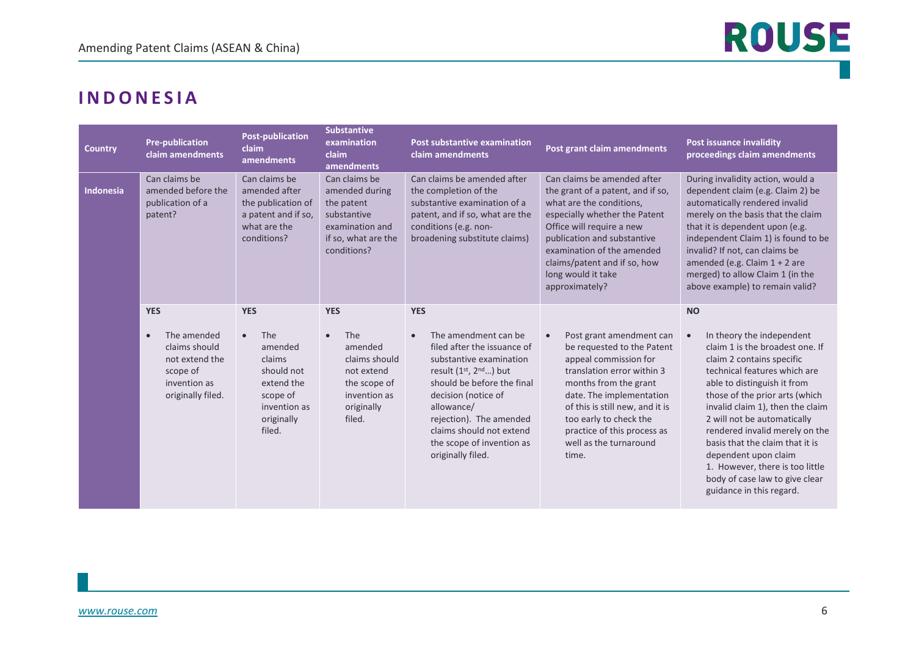# INDONESIA

| Country | Pre-publication claim amendments | Post-publication claim amendments | Substantive examination claim amendments | Post substantive examination claim amendments | Post grant claim amendments | Post issuance invalidity proceedings claim amendments |
|---|---|---|---|---|---|---|
| Indonesia | Can claims be amended before the publication of a patent? | Can claims be amended after the publication of a patent and if so, what are the conditions? | Can claims be amended during the patent substantive examination and if so, what are the conditions? | Can claims be amended after the completion of the substantive examination of a patent, and if so, what are the conditions (e.g. non-broadening substitute claims) | Can claims be amended after the grant of a patent, and if so, what are the conditions, especially whether the Patent Office will require a new publication and substantive examination of the amended claims/patent and if so, how long would it take approximately? | During invalidity action, would a dependent claim (e.g. Claim 2) be automatically rendered invalid merely on the basis that the claim that it is dependent upon (e.g. independent Claim 1) is found to be invalid? If not, can claims be amended (e.g. Claim 1 + 2 are merged) to allow Claim 1 (in the above example) to remain valid? |
| | **YES**<br><br>• The amended claims should not extend the scope of invention as originally filed. | **YES**<br><br>• The amended claims should not extend the scope of invention as originally filed. | **YES**<br><br>• The amended claims should not extend the scope of invention as originally filed. | **YES**<br><br>• The amendment can be filed after the issuance of substantive examination result (1st, 2nd…) but should be before the final decision (notice of allowance/ rejection). The amended claims should not extend the scope of invention as originally filed. | • Post grant amendment can be requested to the Patent appeal commission for translation error within 3 months from the grant date. The implementation of this is still new, and it is too early to check the practice of this process as well as the turnaround time. | **NO**<br><br>• In theory the independent claim 1 is the broadest one. If claim 2 contains specific technical features which are able to distinguish it from those of the prior arts (which invalid claim 1), then the claim 2 will not be automatically rendered invalid merely on the basis that the claim that it is dependent upon claim 1. However, there is too little body of case law to give clear guidance in this regard. |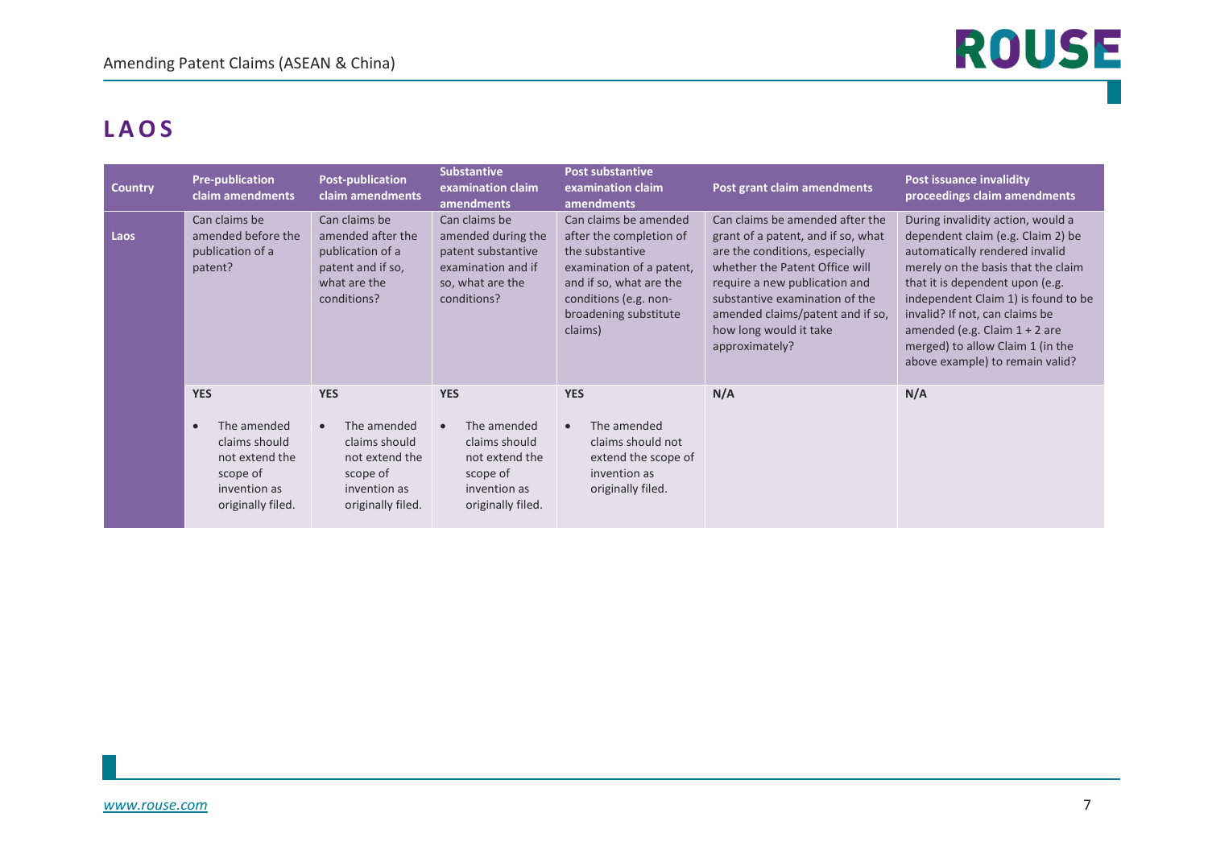## LAOS

| Country | Pre-publication claim amendments | Post-publication claim amendments | Substantive examination claim amendments | Post substantive examination claim amendments | Post grant claim amendments | Post issuance invalidity proceedings claim amendments |
|---|---|---|---|---|---|---|
| Laos | Can claims be amended before the publication of a patent? | Can claims be amended after the publication of a patent and if so, what are the conditions? | Can claims be amended during the patent substantive examination and if so, what are the conditions? | Can claims be amended after the completion of the substantive examination of a patent, and if so, what are the conditions (e.g. non-broadening substitute claims) | Can claims be amended after the grant of a patent, and if so, what are the conditions, especially whether the Patent Office will require a new publication and substantive examination of the amended claims/patent and if so, how long would it take approximately? | During invalidity action, would a dependent claim (e.g. Claim 2) be automatically rendered invalid merely on the basis that the claim that it is dependent upon (e.g. independent Claim 1) is found to be invalid? If not, can claims be amended (e.g. Claim 1 + 2 are merged) to allow Claim 1 (in the above example) to remain valid? |
| | **YES**<br><br>• The amended claims should not extend the scope of invention as originally filed. | **YES**<br><br>• The amended claims should not extend the scope of invention as originally filed. | **YES**<br><br>• The amended claims should not extend the scope of invention as originally filed. | **YES**<br><br>• The amended claims should not extend the scope of invention as originally filed. | **N/A** | **N/A** |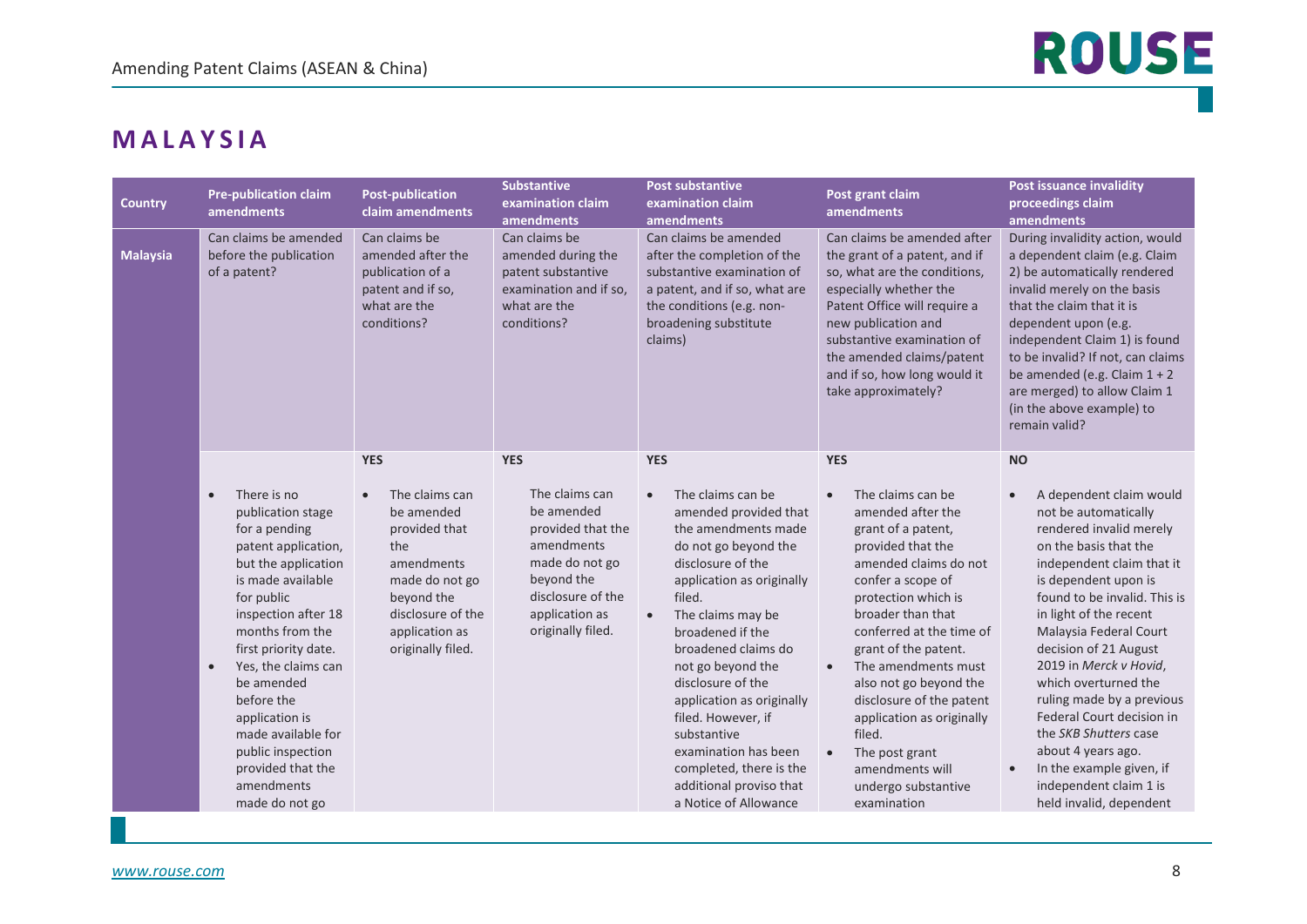## MALAYSIA

| Country | Pre-publication claim amendments | Post-publication claim amendments | Substantive examination claim amendments | Post substantive examination claim amendments | Post grant claim amendments | Post issuance invalidity proceedings claim amendments |
|---|---|---|---|---|---|---|
| **Malaysia** | Can claims be amended before the publication of a patent? | Can claims be amended after the publication of a patent and if so, what are the conditions? | Can claims be amended during the patent substantive examination and if so, what are the conditions? | Can claims be amended after the completion of the substantive examination of a patent, and if so, what are the conditions (e.g. non-broadening substitute claims) | Can claims be amended after the grant of a patent, and if so, what are the conditions, especially whether the Patent Office will require a new publication and substantive examination of the amended claims/patent and if so, how long would it take approximately? | During invalidity action, would a dependent claim (e.g. Claim 2) be automatically rendered invalid merely on the basis that the claim that it is dependent upon (e.g. independent Claim 1) is found to be invalid? If not, can claims be amended (e.g. Claim 1 + 2 are merged) to allow Claim 1 (in the above example) to remain valid? |
| | • There is no publication stage for a pending patent application, but the application is made available for public inspection after 18 months from the first priority date.<br>• Yes, the claims can be amended before the application is made available for public inspection provided that the amendments made do not go | **YES**<br><br>• The claims can be amended provided that the amendments made do not go beyond the disclosure of the application as originally filed. | **YES**<br><br>The claims can be amended provided that the amendments made do not go beyond the disclosure of the application as originally filed. | **YES**<br><br>• The claims can be amended provided that the amendments made do not go beyond the disclosure of the application as originally filed.<br>• The claims may be broadened if the broadened claims do not go beyond the disclosure of the application as originally filed. However, if substantive examination has been completed, there is the additional proviso that a Notice of Allowance | **YES**<br><br>• The claims can be amended after the grant of a patent, provided that the amended claims do not confer a scope of protection which is broader than that conferred at the time of grant of the patent.<br>• The amendments must also not go beyond the disclosure of the patent application as originally filed.<br>• The post grant amendments will undergo substantive examination | **NO**<br><br>• A dependent claim would not be automatically rendered invalid merely on the basis that the independent claim that it is dependent upon is found to be invalid. This is in light of the recent Malaysia Federal Court decision of 21 August 2019 in *Merck v Hovid*, which overturned the ruling made by a previous Federal Court decision in the *SKB Shutters* case about 4 years ago.<br>• In the example given, if independent claim 1 is held invalid, dependent |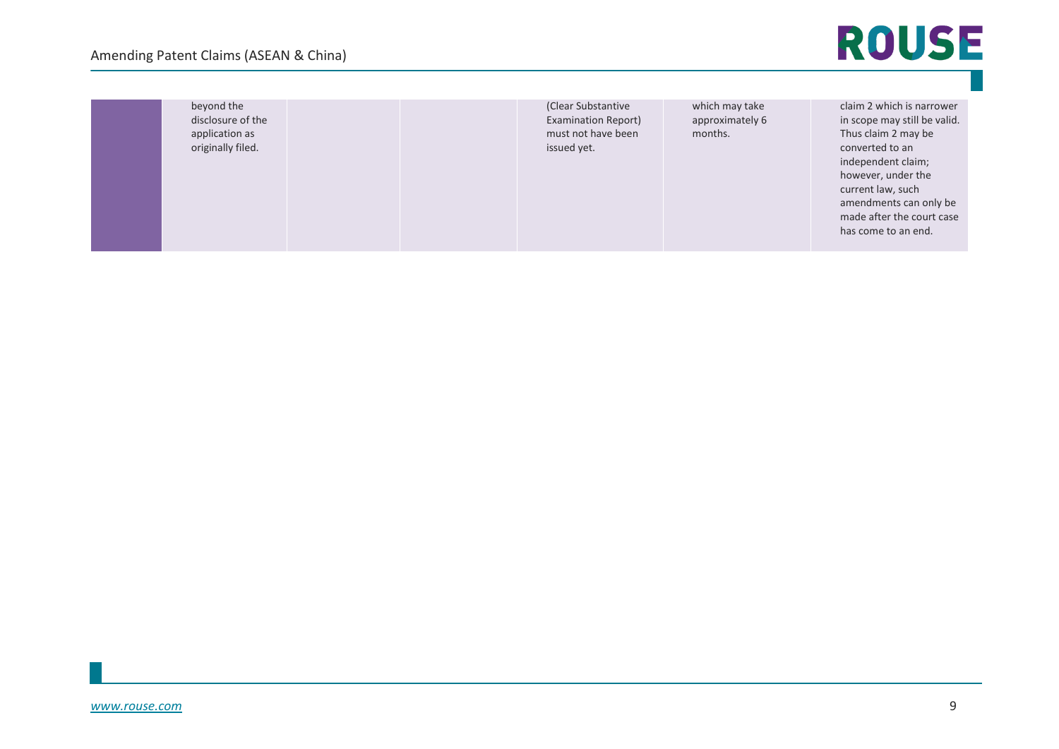| | | | | | | |
|---|---|---|---|---|---|---|
| | beyond the disclosure of the application as originally filed. | | | (Clear Substantive Examination Report) must not have been issued yet. | which may take approximately 6 months. | claim 2 which is narrower in scope may still be valid. Thus claim 2 may be converted to an independent claim; however, under the current law, such amendments can only be made after the court case has come to an end. |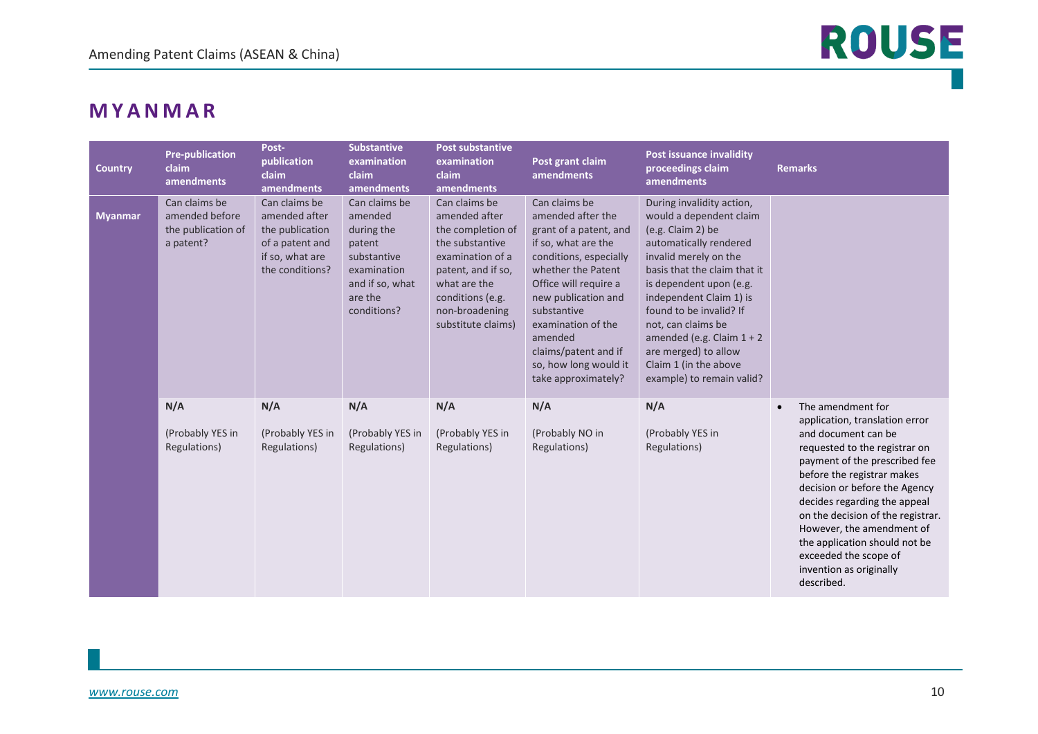## MYANMAR

| Country | Pre-publication claim amendments | Post-publication claim amendments | Substantive examination claim amendments | Post substantive examination claim amendments | Post grant claim amendments | Post issuance invalidity proceedings claim amendments | Remarks |
|---|---|---|---|---|---|---|---|
| **Myanmar** | Can claims be amended before the publication of a patent? | Can claims be amended after the publication of a patent and if so, what are the conditions? | Can claims be amended during the patent substantive examination and if so, what are the conditions? | Can claims be amended after the completion of the substantive examination of a patent, and if so, what are the conditions (e.g. non-broadening substitute claims) | Can claims be amended after the grant of a patent, and if so, what are the conditions, especially whether the Patent Office will require a new publication and substantive examination of the amended claims/patent and if so, how long would it take approximately? | During invalidity action, would a dependent claim (e.g. Claim 2) be automatically rendered invalid merely on the basis that the claim that it is dependent upon (e.g. independent Claim 1) is found to be invalid? If not, can claims be amended (e.g. Claim 1 + 2 are merged) to allow Claim 1 (in the above example) to remain valid? | |
| | **N/A**<br><br>(Probably YES in Regulations) | **N/A**<br><br>(Probably YES in Regulations) | **N/A**<br><br>(Probably YES in Regulations) | **N/A**<br><br>(Probably YES in Regulations) | **N/A**<br><br>(Probably NO in Regulations) | **N/A**<br><br>(Probably YES in Regulations) | • The amendment for application, translation error and document can be requested to the registrar on payment of the prescribed fee before the registrar makes decision or before the Agency decides regarding the appeal on the decision of the registrar. However, the amendment of the application should not be exceeded the scope of invention as originally described. |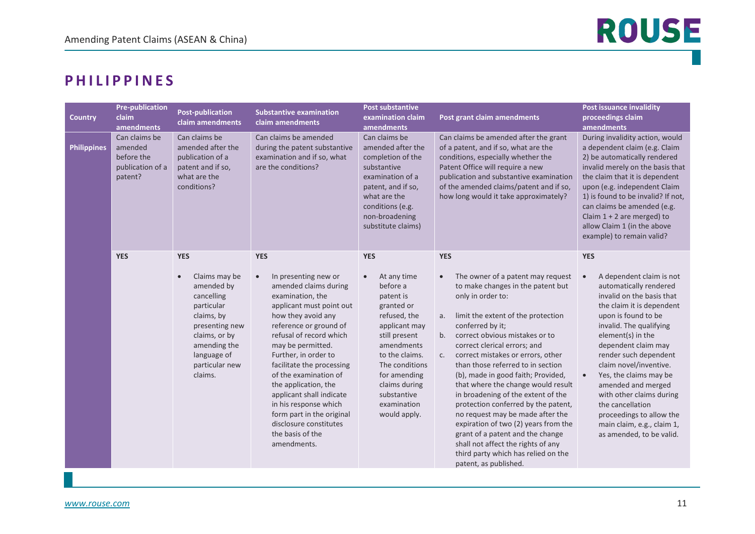## PHILIPPINES

| Country | Pre-publication claim amendments | Post-publication claim amendments | Substantive examination claim amendments | Post substantive examination claim amendments | Post grant claim amendments | Post issuance invalidity proceedings claim amendments |
|---|---|---|---|---|---|---|
| **Philippines** | Can claims be amended before the publication of a patent? | Can claims be amended after the publication of a patent and if so, what are the conditions? | Can claims be amended during the patent substantive examination and if so, what are the conditions? | Can claims be amended after the completion of the substantive examination of a patent, and if so, what are the conditions (e.g. non-broadening substitute claims) | Can claims be amended after the grant of a patent, and if so, what are the conditions, especially whether the Patent Office will require a new publication and substantive examination of the amended claims/patent and if so, how long would it take approximately? | During invalidity action, would a dependent claim (e.g. Claim 2) be automatically rendered invalid merely on the basis that the claim that it is dependent upon (e.g. independent Claim 1) is found to be invalid? If not, can claims be amended (e.g. Claim 1 + 2 are merged) to allow Claim 1 (in the above example) to remain valid? |
| | **YES** | **YES**<br><br>• Claims may be amended by cancelling particular claims, by presenting new claims, or by amending the language of particular new claims. | **YES**<br><br>• In presenting new or amended claims during examination, the applicant must point out how they avoid any reference or ground of refusal of record which may be permitted. Further, in order to facilitate the processing of the examination of the application, the applicant shall indicate in his response which form part in the original disclosure constitutes the basis of the amendments. | **YES**<br><br>• At any time before a patent is granted or refused, the applicant may still present amendments to the claims. The conditions for amending claims during substantive examination would apply. | **YES**<br><br>• The owner of a patent may request to make changes in the patent but only in order to:<br><br>a. limit the extent of the protection conferred by it;<br>b. correct obvious mistakes or to correct clerical errors; and<br>c. correct mistakes or errors, other than those referred to in section (b), made in good faith; Provided, that where the change would result in broadening of the extent of the protection conferred by the patent, no request may be made after the expiration of two (2) years from the grant of a patent and the change shall not affect the rights of any third party which has relied on the patent, as published. | **YES**<br><br>• A dependent claim is not automatically rendered invalid on the basis that the claim it is dependent upon is found to be invalid. The qualifying element(s) in the dependent claim may render such dependent claim novel/inventive.<br>• Yes, the claims may be amended and merged with other claims during the cancellation proceedings to allow the main claim, e.g., claim 1, as amended, to be valid. |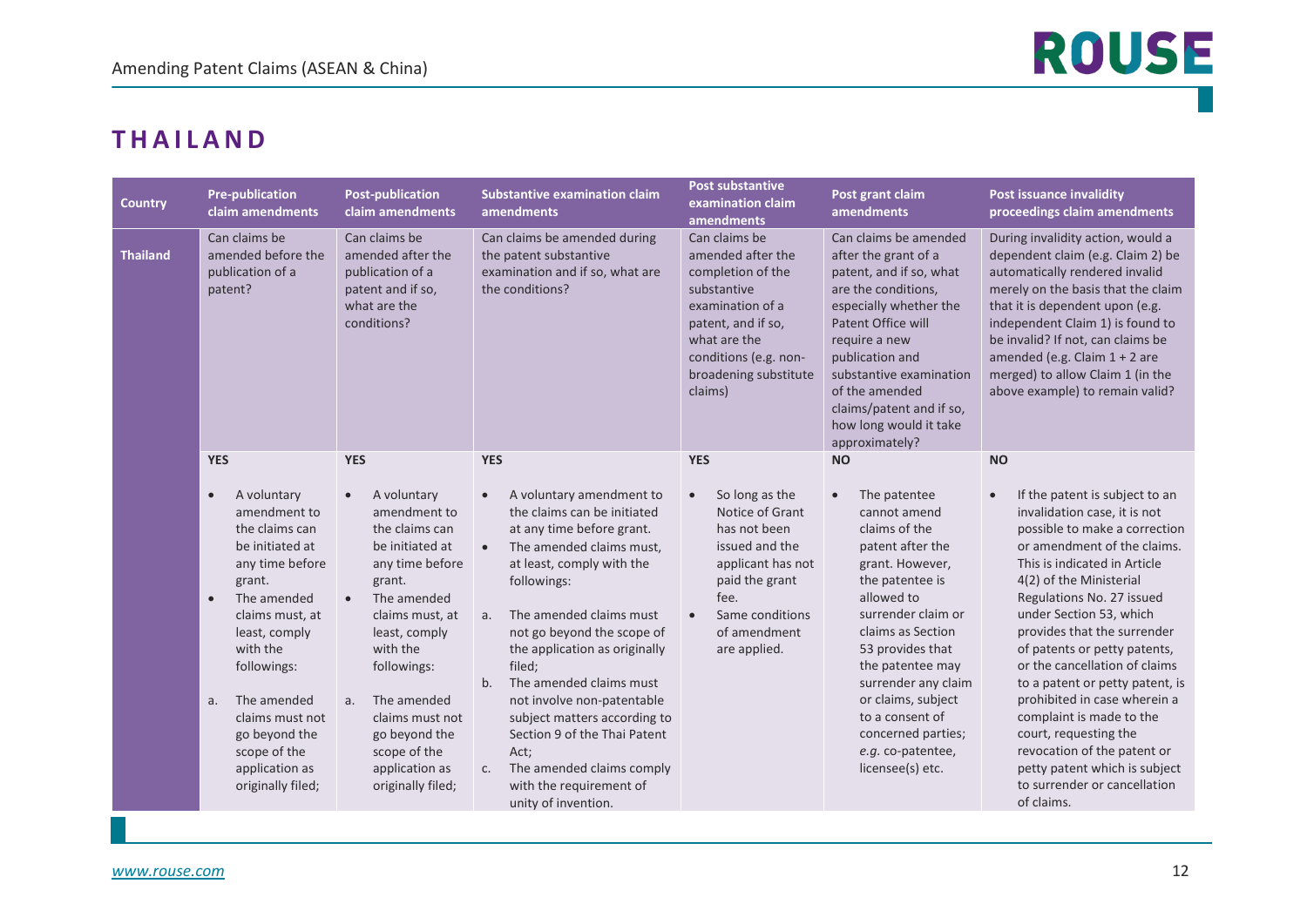# THAILAND

| Country | Pre-publication claim amendments | Post-publication claim amendments | Substantive examination claim amendments | Post substantive examination claim amendments | Post grant claim amendments | Post issuance invalidity proceedings claim amendments |
|---|---|---|---|---|---|---|
| **Thailand** | Can claims be amended before the publication of a patent? | Can claims be amended after the publication of a patent and if so, what are the conditions? | Can claims be amended during the patent substantive examination and if so, what are the conditions? | Can claims be amended after the completion of the substantive examination of a patent, and if so, what are the conditions (e.g. non-broadening substitute claims) | Can claims be amended after the grant of a patent, and if so, what are the conditions, especially whether the Patent Office will require a new publication and substantive examination of the amended claims/patent and if so, how long would it take approximately? | During invalidity action, would a dependent claim (e.g. Claim 2) be automatically rendered invalid merely on the basis that the claim that it is dependent upon (e.g. independent Claim 1) is found to be invalid? If not, can claims be amended (e.g. Claim 1 + 2 are merged) to allow Claim 1 (in the above example) to remain valid? |
| | **YES**<br><br>• A voluntary amendment to the claims can be initiated at any time before grant.<br>• The amended claims must, at least, comply with the followings:<br><br>a. The amended claims must not go beyond the scope of the application as originally filed; | **YES**<br><br>• A voluntary amendment to the claims can be initiated at any time before grant.<br>• The amended claims must, at least, comply with the followings:<br><br>a. The amended claims must not go beyond the scope of the application as originally filed; | **YES**<br><br>• A voluntary amendment to the claims can be initiated at any time before grant.<br>• The amended claims must, at least, comply with the followings:<br><br>a. The amended claims must not go beyond the scope of the application as originally filed;<br>b. The amended claims must not involve non-patentable subject matters according to Section 9 of the Thai Patent Act;<br>c. The amended claims comply with the requirement of unity of invention. | **YES**<br><br>• So long as the Notice of Grant has not been issued and the applicant has not paid the grant fee.<br>• Same conditions of amendment are applied. | **NO**<br><br>• The patentee cannot amend claims of the patent after the grant. However, the patentee is allowed to surrender claim or claims as Section 53 provides that the patentee may surrender any claim or claims, subject to a consent of concerned parties; *e.g.* co-patentee, licensee(s) etc. | **NO**<br><br>• If the patent is subject to an invalidation case, it is not possible to make a correction or amendment of the claims. This is indicated in Article 4(2) of the Ministerial Regulations No. 27 issued under Section 53, which provides that the surrender of patents or petty patents, or the cancellation of claims to a patent or petty patent, is prohibited in case wherein a complaint is made to the court, requesting the revocation of the patent or petty patent which is subject to surrender or cancellation of claims. |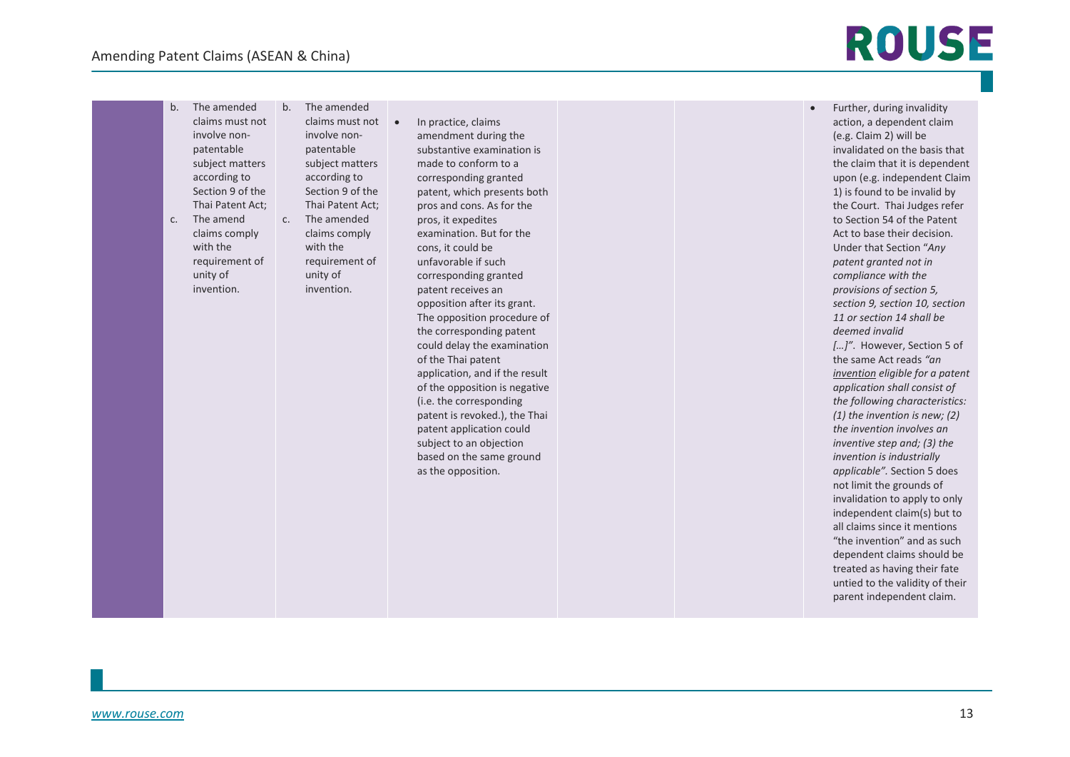|  |  |  |  |  |  |  |
|---|---|---|---|---|---|---|
|  | b. The amended claims must not involve non-patentable subject matters according to Section 9 of the Thai Patent Act;<br>c. The amend claims comply with the requirement of unity of invention. | b. The amended claims must not involve non-patentable subject matters according to Section 9 of the Thai Patent Act;<br>c. The amended claims comply with the requirement of unity of invention. | • In practice, claims amendment during the substantive examination is made to conform to a corresponding granted patent, which presents both pros and cons. As for the pros, it expedites examination. But for the cons, it could be unfavorable if such corresponding granted patent receives an opposition after its grant. The opposition procedure of the corresponding patent could delay the examination of the Thai patent application, and if the result of the opposition is negative (i.e. the corresponding patent is revoked.), the Thai patent application could subject to an objection based on the same ground as the opposition. |  |  | • Further, during invalidity action, a dependent claim (e.g. Claim 2) will be invalidated on the basis that the claim that it is dependent upon (e.g. independent Claim 1) is found to be invalid by the Court. Thai Judges refer to Section 54 of the Patent Act to base their decision. Under that Section "*Any patent granted not in compliance with the provisions of section 5, section 9, section 10, section 11 or section 14 shall be deemed invalid […]*". However, Section 5 of the same Act reads *"an invention eligible for a patent application shall consist of the following characteristics: (1) the invention is new; (2) the invention involves an inventive step and; (3) the invention is industrially applicable"*. Section 5 does not limit the grounds of invalidation to apply to only independent claim(s) but to all claims since it mentions "the invention" and as such dependent claims should be treated as having their fate untied to the validity of their parent independent claim. |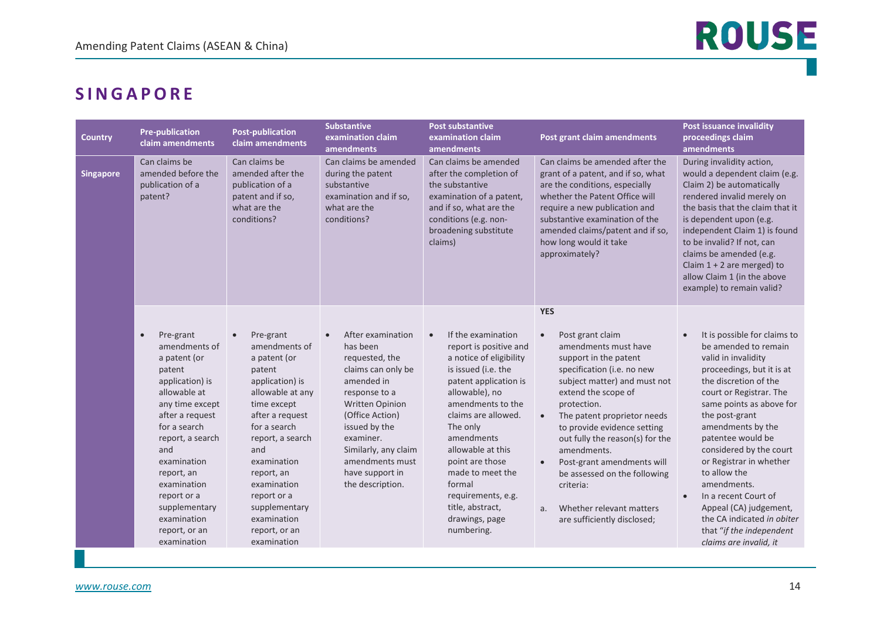## SINGAPORE

| Country | Pre-publication claim amendments | Post-publication claim amendments | Substantive examination claim amendments | Post substantive examination claim amendments | Post grant claim amendments | Post issuance invalidity proceedings claim amendments |
|---|---|---|---|---|---|---|
| **Singapore** | Can claims be amended before the publication of a patent? | Can claims be amended after the publication of a patent and if so, what are the conditions? | Can claims be amended during the patent substantive examination and if so, what are the conditions? | Can claims be amended after the completion of the substantive examination of a patent, and if so, what are the conditions (e.g. non-broadening substitute claims) | Can claims be amended after the grant of a patent, and if so, what are the conditions, especially whether the Patent Office will require a new publication and substantive examination of the amended claims/patent and if so, how long would it take approximately? | During invalidity action, would a dependent claim (e.g. Claim 2) be automatically rendered invalid merely on the basis that the claim that it is dependent upon (e.g. independent Claim 1) is found to be invalid? If not, can claims be amended (e.g. Claim 1 + 2 are merged) to allow Claim 1 (in the above example) to remain valid? |
| | • Pre-grant amendments of a patent (or patent application) is allowable at any time except after a request for a search report, a search and examination report, an examination report or a supplementary examination report, or an examination | • Pre-grant amendments of a patent (or patent application) is allowable at any time except after a request for a search report, a search and examination report, an examination report or a supplementary examination report, or an examination | • After examination has been requested, the claims can only be amended in response to a Written Opinion (Office Action) issued by the examiner. Similarly, any claim amendments must have support in the description. | • If the examination report is positive and a notice of eligibility is issued (i.e. the patent application is allowable), no amendments to the claims are allowed. The only amendments allowable at this point are those made to meet the formal requirements, e.g. title, abstract, drawings, page numbering. | **YES**<br><br>• Post grant claim amendments must have support in the patent specification (i.e. no new subject matter) and must not extend the scope of protection.<br>• The patent proprietor needs to provide evidence setting out fully the reason(s) for the amendments.<br>• Post-grant amendments will be assessed on the following criteria:<br><br>a. Whether relevant matters are sufficiently disclosed; | • It is possible for claims to be amended to remain valid in invalidity proceedings, but it is at the discretion of the court or Registrar. The same points as above for the post-grant amendments by the patentee would be considered by the court or Registrar in whether to allow the amendments.<br>• In a recent Court of Appeal (CA) judgement, the CA indicated *in obiter* that "*if the independent claims are invalid, it* |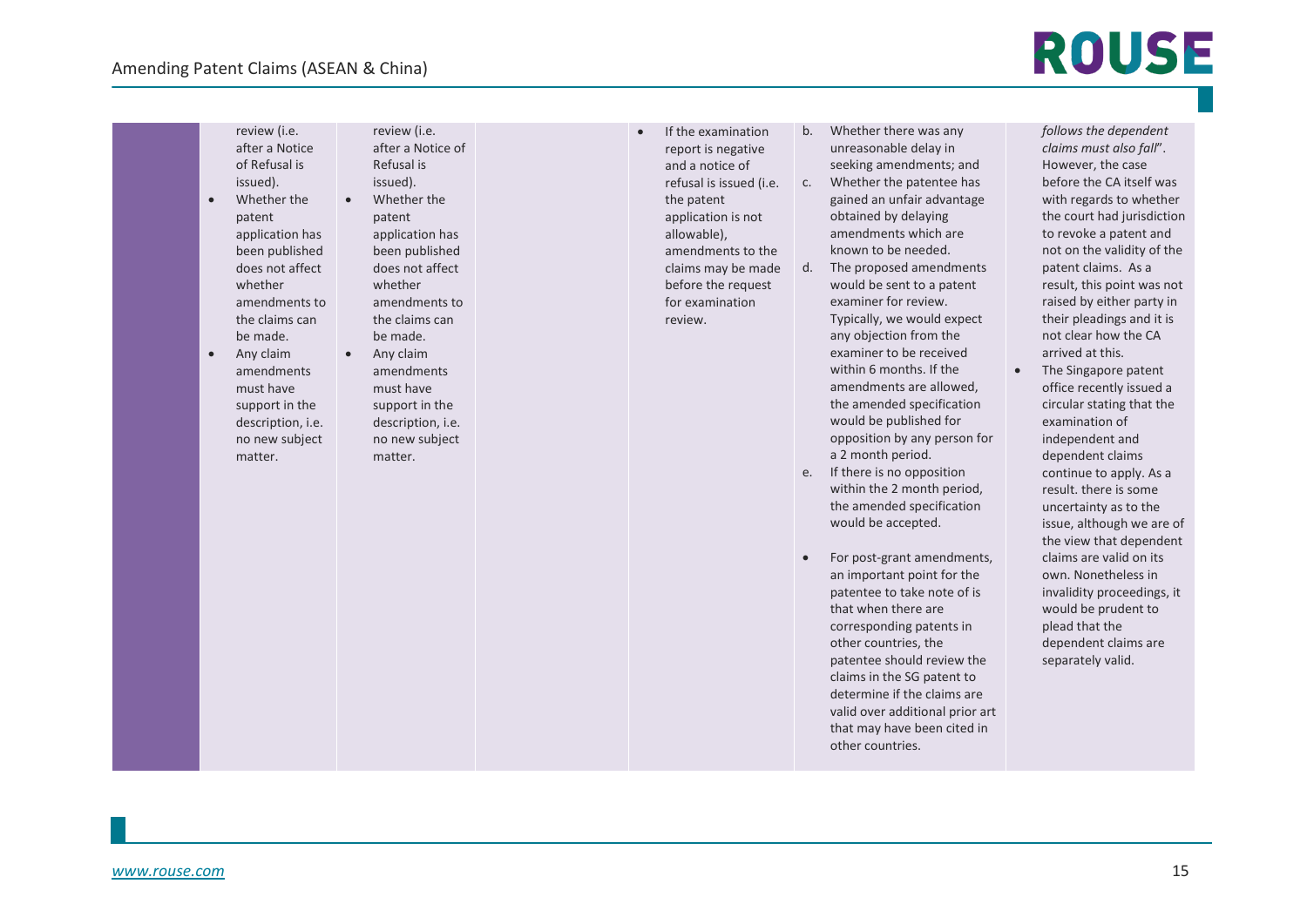| | | | | | | |
|---|---|---|---|---|---|---|
| | review (i.e. after a Notice of Refusal is issued).<br>• Whether the patent application has been published does not affect whether amendments to the claims can be made.<br>• Any claim amendments must have support in the description, i.e. no new subject matter. | review (i.e. after a Notice of Refusal is issued).<br>• Whether the patent application has been published does not affect whether amendments to the claims can be made.<br>• Any claim amendments must have support in the description, i.e. no new subject matter. | | • If the examination report is negative and a notice of refusal is issued (i.e. the patent application is not allowable), amendments to the claims may be made before the request for examination review. | b. Whether there was any unreasonable delay in seeking amendments; and<br>c. Whether the patentee has gained an unfair advantage obtained by delaying amendments which are known to be needed.<br>d. The proposed amendments would be sent to a patent examiner for review. Typically, we would expect any objection from the examiner to be received within 6 months. If the amendments are allowed, the amended specification would be published for opposition by any person for a 2 month period.<br>e. If there is no opposition within the 2 month period, the amended specification would be accepted.<br><br>• For post-grant amendments, an important point for the patentee to take note of is that when there are corresponding patents in other countries, the patentee should review the claims in the SG patent to determine if the claims are valid over additional prior art that may have been cited in other countries. | *follows the dependent claims must also fall*". However, the case before the CA itself was with regards to whether the court had jurisdiction to revoke a patent and not on the validity of the patent claims. As a result, this point was not raised by either party in their pleadings and it is not clear how the CA arrived at this.<br>• The Singapore patent office recently issued a circular stating that the examination of independent and dependent claims continue to apply. As a result. there is some uncertainty as to the issue, although we are of the view that dependent claims are valid on its own. Nonetheless in invalidity proceedings, it would be prudent to plead that the dependent claims are separately valid. |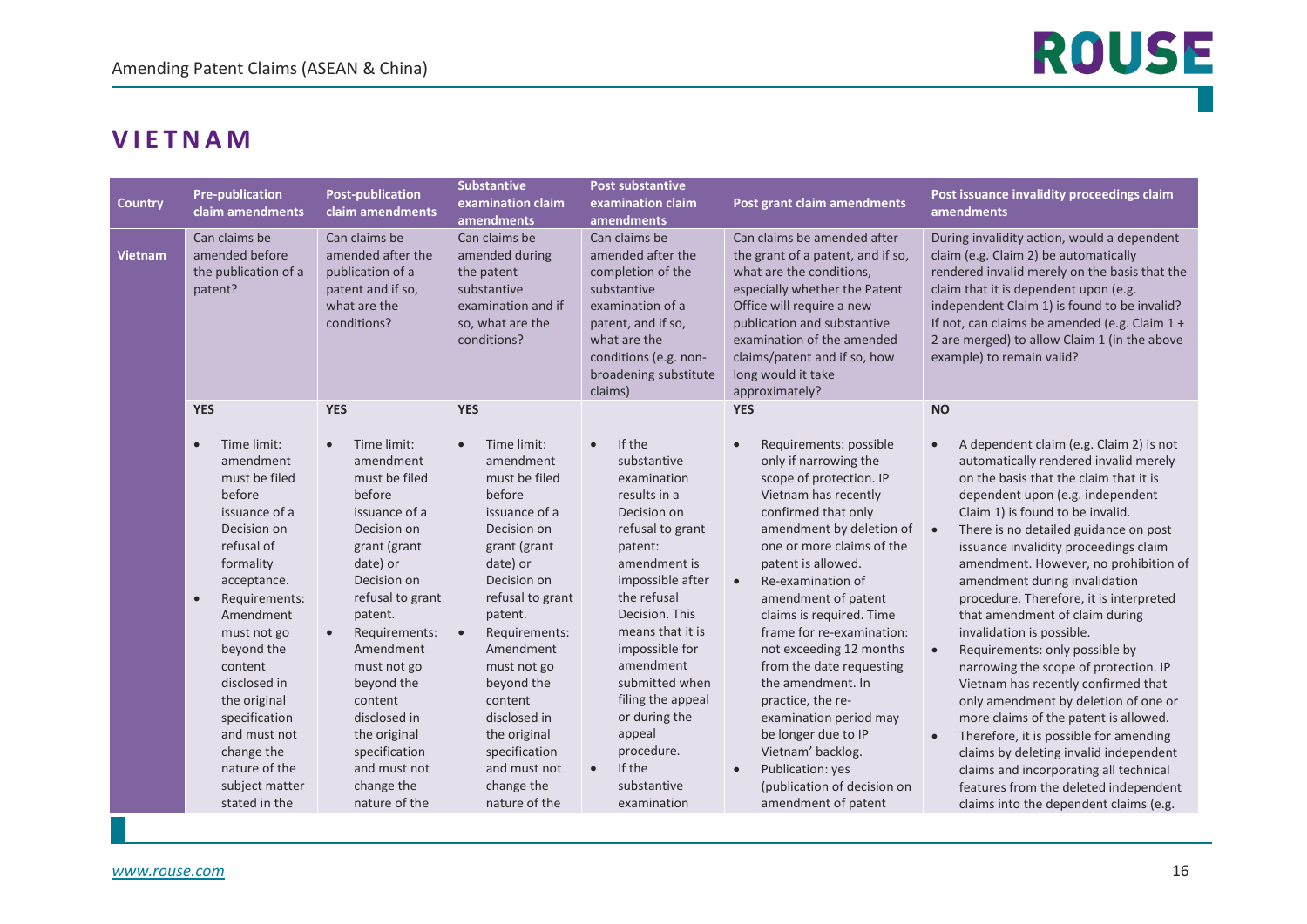## VIETNAM

| Country | Pre-publication claim amendments | Post-publication claim amendments | Substantive examination claim amendments | Post substantive examination claim amendments | Post grant claim amendments | Post issuance invalidity proceedings claim amendments |
|---|---|---|---|---|---|---|
| **Vietnam** | Can claims be amended before the publication of a patent? | Can claims be amended after the publication of a patent and if so, what are the conditions? | Can claims be amended during the patent substantive examination and if so, what are the conditions? | Can claims be amended after the completion of the substantive examination of a patent, and if so, what are the conditions (e.g. non-broadening substitute claims) | Can claims be amended after the grant of a patent, and if so, what are the conditions, especially whether the Patent Office will require a new publication and substantive examination of the amended claims/patent and if so, how long would it take approximately? | During invalidity action, would a dependent claim (e.g. Claim 2) be automatically rendered invalid merely on the basis that the claim that it is dependent upon (e.g. independent Claim 1) is found to be invalid? If not, can claims be amended (e.g. Claim 1 + 2 are merged) to allow Claim 1 (in the above example) to remain valid? |
| | **YES**<br><br>• Time limit: amendment must be filed before issuance of a Decision on refusal of formality acceptance.<br>• Requirements: Amendment must not go beyond the content disclosed in the original specification and must not change the nature of the subject matter stated in the | **YES**<br><br>• Time limit: amendment must be filed before issuance of a Decision on grant (grant date) or Decision on refusal to grant patent.<br>• Requirements: Amendment must not go beyond the content disclosed in the original specification and must not change the nature of the | **YES**<br><br>• Time limit: amendment must be filed before issuance of a Decision on grant (grant date) or Decision on refusal to grant patent.<br>• Requirements: Amendment must not go beyond the content disclosed in the original specification and must not change the nature of the | <br><br>• If the substantive examination results in a Decision on refusal to grant patent: amendment is impossible after the refusal Decision. This means that it is impossible for amendment submitted when filing the appeal or during the appeal procedure.<br>• If the substantive examination | **YES**<br><br>• Requirements: possible only if narrowing the scope of protection. IP Vietnam has recently confirmed that only amendment by deletion of one or more claims of the patent is allowed.<br>• Re-examination of amendment of patent claims is required. Time frame for re-examination: not exceeding 12 months from the date requesting the amendment. In practice, the re-examination period may be longer due to IP Vietnam' backlog.<br>• Publication: yes (publication of decision on amendment of patent | **NO**<br><br>• A dependent claim (e.g. Claim 2) is not automatically rendered invalid merely on the basis that the claim that it is dependent upon (e.g. independent Claim 1) is found to be invalid.<br>• There is no detailed guidance on post issuance invalidity proceedings claim amendment. However, no prohibition of amendment during invalidation procedure. Therefore, it is interpreted that amendment of claim during invalidation is possible.<br>• Requirements: only possible by narrowing the scope of protection. IP Vietnam has recently confirmed that only amendment by deletion of one or more claims of the patent is allowed.<br>• Therefore, it is possible for amending claims by deleting invalid independent claims and incorporating all technical features from the deleted independent claims into the dependent claims (e.g. |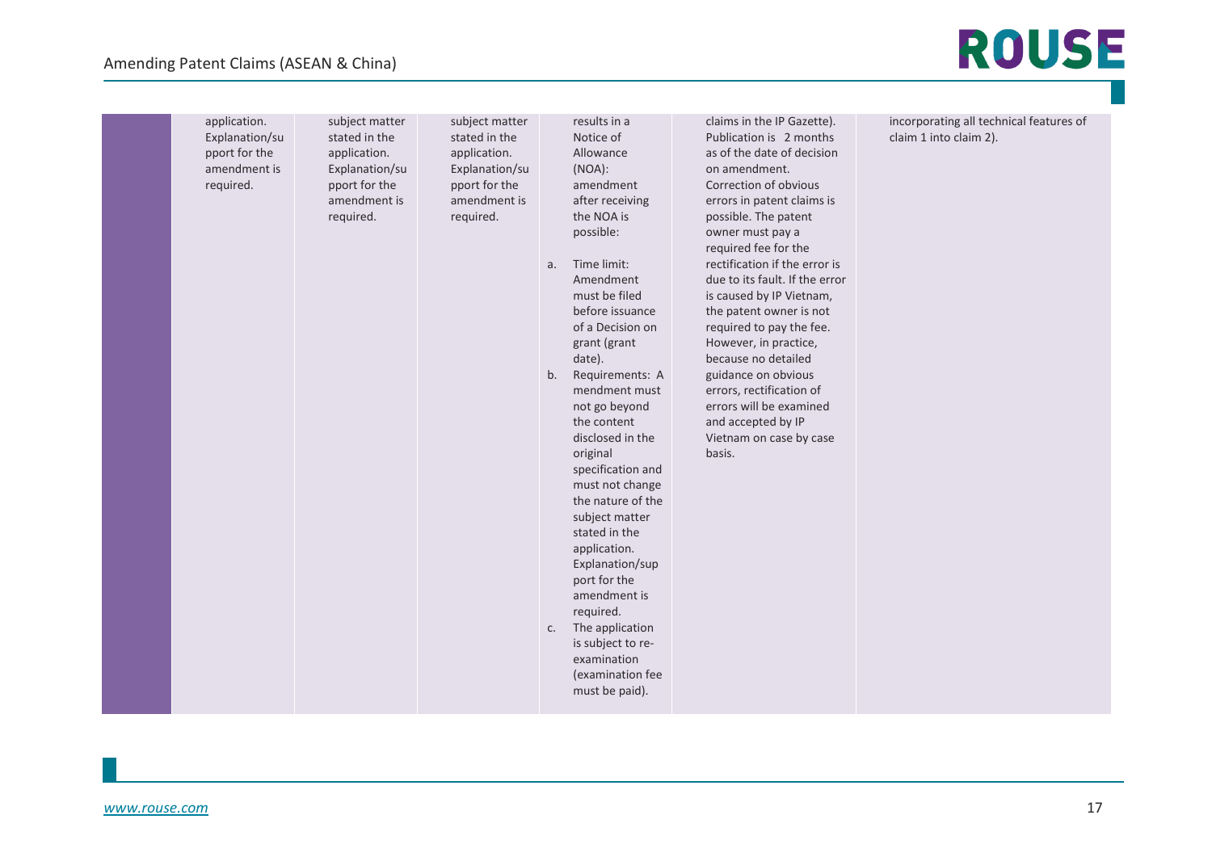| | | | | | | |
|---|---|---|---|---|---|---|
| | application. Explanation/support for the amendment is required. | subject matter stated in the application. Explanation/support for the amendment is required. | subject matter stated in the application. Explanation/support for the amendment is required. | results in a Notice of Allowance (NOA): amendment after receiving the NOA is possible:<br><br>a. Time limit: Amendment must be filed before issuance of a Decision on grant (grant date).<br>b. Requirements: A mendment must not go beyond the content disclosed in the original specification and must not change the nature of the subject matter stated in the application. Explanation/support for the amendment is required.<br>c. The application is subject to re-examination (examination fee must be paid). | claims in the IP Gazette). Publication is 2 months as of the date of decision on amendment. Correction of obvious errors in patent claims is possible. The patent owner must pay a required fee for the rectification if the error is due to its fault. If the error is caused by IP Vietnam, the patent owner is not required to pay the fee. However, in practice, because no detailed guidance on obvious errors, rectification of errors will be examined and accepted by IP Vietnam on case by case basis. | incorporating all technical features of claim 1 into claim 2). |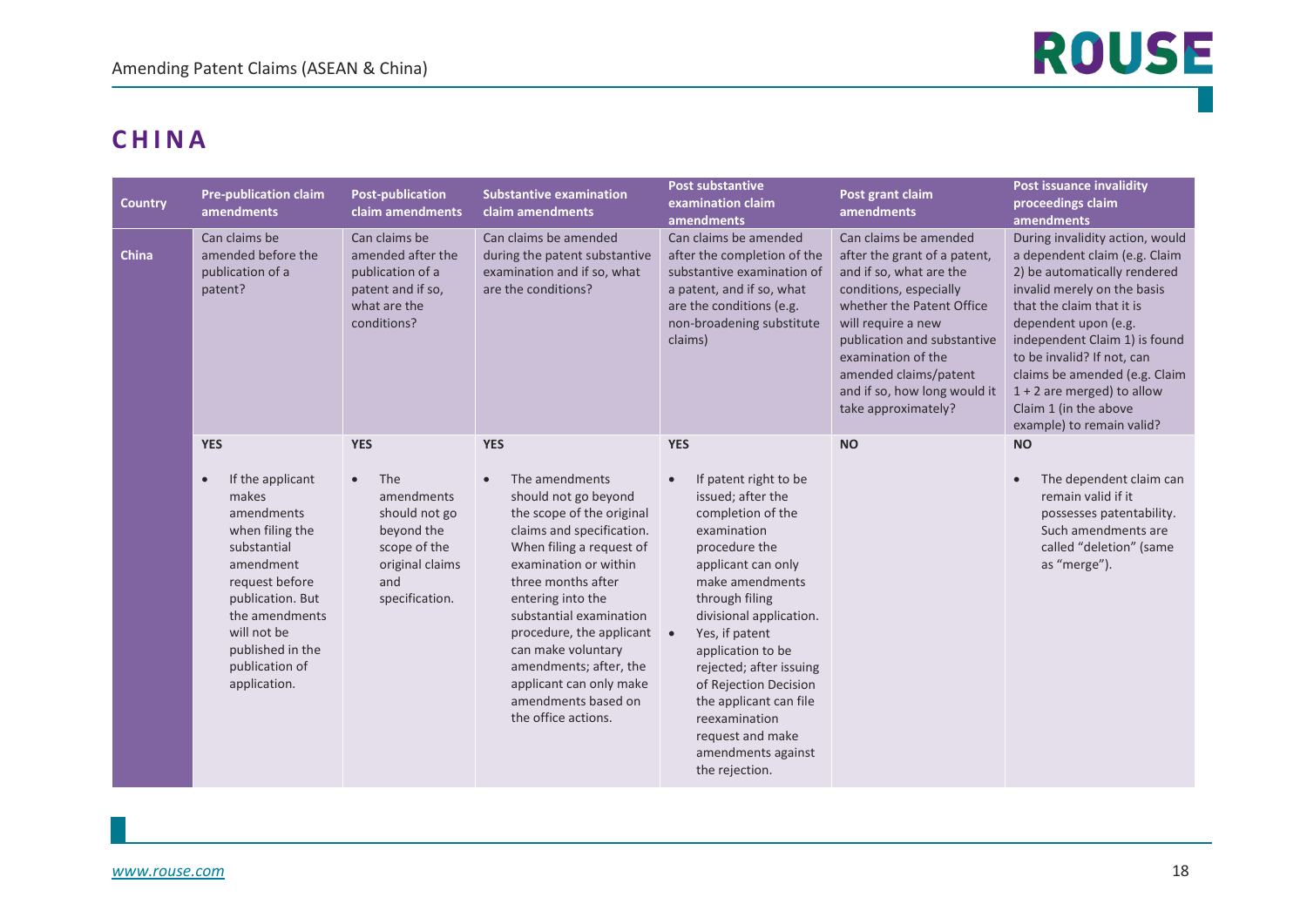# CHINA

| Country | Pre-publication claim amendments | Post-publication claim amendments | Substantive examination claim amendments | Post substantive examination claim amendments | Post grant claim amendments | Post issuance invalidity proceedings claim amendments |
|---|---|---|---|---|---|---|
| China | Can claims be amended before the publication of a patent? | Can claims be amended after the publication of a patent and if so, what are the conditions? | Can claims be amended during the patent substantive examination and if so, what are the conditions? | Can claims be amended after the completion of the substantive examination of a patent, and if so, what are the conditions (e.g. non-broadening substitute claims) | Can claims be amended after the grant of a patent, and if so, what are the conditions, especially whether the Patent Office will require a new publication and substantive examination of the amended claims/patent and if so, how long would it take approximately? | During invalidity action, would a dependent claim (e.g. Claim 2) be automatically rendered invalid merely on the basis that the claim that it is dependent upon (e.g. independent Claim 1) is found to be invalid? If not, can claims be amended (e.g. Claim 1 + 2 are merged) to allow Claim 1 (in the above example) to remain valid? |
| | **YES**<br><br>• If the applicant makes amendments when filing the substantial amendment request before publication. But the amendments will not be published in the publication of application. | **YES**<br><br>• The amendments should not go beyond the scope of the original claims and specification. | **YES**<br><br>• The amendments should not go beyond the scope of the original claims and specification. When filing a request of examination or within three months after entering into the substantial examination procedure, the applicant can make voluntary amendments; after, the applicant can only make amendments based on the office actions. | **YES**<br><br>• If patent right to be issued; after the completion of the examination procedure the applicant can only make amendments through filing divisional application.<br>• Yes, if patent application to be rejected; after issuing of Rejection Decision the applicant can file reexamination request and make amendments against the rejection. | **NO** | **NO**<br><br>• The dependent claim can remain valid if it possesses patentability. Such amendments are called "deletion" (same as "merge"). |